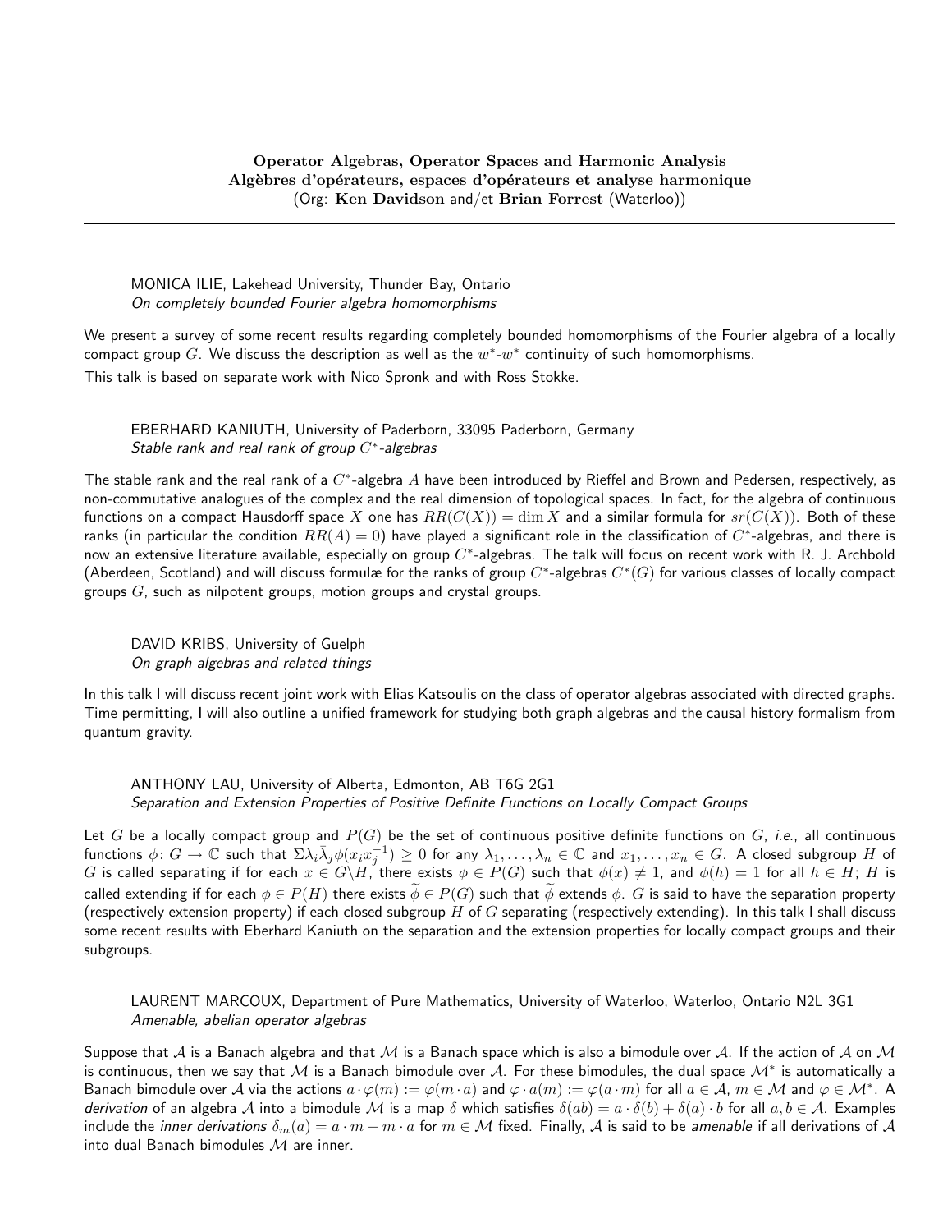## Operator Algebras, Operator Spaces and Harmonic Analysis
## Algèbres d'opérateurs, espaces d'opérateurs et analyse harmonique
(Org: **Ken Davidson** and/et **Brian Forrest** (Waterloo))

MONICA ILIE, Lakehead University, Thunder Bay, Ontario
*On completely bounded Fourier algebra homomorphisms*

We present a survey of some recent results regarding completely bounded homomorphisms of the Fourier algebra of a locally compact group $G$. We discuss the description as well as the $w^*$-$w^*$ continuity of such homomorphisms.

This talk is based on separate work with Nico Spronk and with Ross Stokke.

EBERHARD KANIUTH, University of Paderborn, 33095 Paderborn, Germany
*Stable rank and real rank of group $C^*$-algebras*

The stable rank and the real rank of a $C^*$-algebra $A$ have been introduced by Rieffel and Brown and Pedersen, respectively, as non-commutative analogues of the complex and the real dimension of topological spaces. In fact, for the algebra of continuous functions on a compact Hausdorff space $X$ one has $RR(C(X)) = \dim X$ and a similar formula for $sr(C(X))$. Both of these ranks (in particular the condition $RR(A) = 0$) have played a significant role in the classification of $C^*$-algebras, and there is now an extensive literature available, especially on group $C^*$-algebras. The talk will focus on recent work with R. J. Archbold (Aberdeen, Scotland) and will discuss formulæ for the ranks of group $C^*$-algebras $C^*(G)$ for various classes of locally compact groups $G$, such as nilpotent groups, motion groups and crystal groups.

DAVID KRIBS, University of Guelph
*On graph algebras and related things*

In this talk I will discuss recent joint work with Elias Katsoulis on the class of operator algebras associated with directed graphs. Time permitting, I will also outline a unified framework for studying both graph algebras and the causal history formalism from quantum gravity.

ANTHONY LAU, University of Alberta, Edmonton, AB T6G 2G1
*Separation and Extension Properties of Positive Definite Functions on Locally Compact Groups*

Let $G$ be a locally compact group and $P(G)$ be the set of continuous positive definite functions on $G$, *i.e.*, all continuous functions $\phi\colon G \to \mathbb{C}$ such that $\Sigma \lambda_i \bar{\lambda}_j \phi(x_i x_j^{-1}) \geq 0$ for any $\lambda_1, \ldots, \lambda_n \in \mathbb{C}$ and $x_1, \ldots, x_n \in G$. A closed subgroup $H$ of $G$ is called separating if for each $x \in G \backslash H$, there exists $\phi \in P(G)$ such that $\phi(x) \neq 1$, and $\phi(h) = 1$ for all $h \in H$; $H$ is called extending if for each $\phi \in P(H)$ there exists $\widetilde{\phi} \in P(G)$ such that $\widetilde{\phi}$ extends $\phi$. $G$ is said to have the separation property (respectively extension property) if each closed subgroup $H$ of $G$ separating (respectively extending). In this talk I shall discuss some recent results with Eberhard Kaniuth on the separation and the extension properties for locally compact groups and their subgroups.

LAURENT MARCOUX, Department of Pure Mathematics, University of Waterloo, Waterloo, Ontario N2L 3G1
*Amenable, abelian operator algebras*

Suppose that $\mathcal{A}$ is a Banach algebra and that $\mathcal{M}$ is a Banach space which is also a bimodule over $\mathcal{A}$. If the action of $\mathcal{A}$ on $\mathcal{M}$ is continuous, then we say that $\mathcal{M}$ is a Banach bimodule over $\mathcal{A}$. For these bimodules, the dual space $\mathcal{M}^*$ is automatically a Banach bimodule over $\mathcal{A}$ via the actions $a \cdot \varphi(m) := \varphi(m \cdot a)$ and $\varphi \cdot a(m) := \varphi(a \cdot m)$ for all $a \in \mathcal{A}$, $m \in \mathcal{M}$ and $\varphi \in \mathcal{M}^*$. A *derivation* of an algebra $\mathcal{A}$ into a bimodule $\mathcal{M}$ is a map $\delta$ which satisfies $\delta(ab) = a \cdot \delta(b) + \delta(a) \cdot b$ for all $a, b \in \mathcal{A}$. Examples include the *inner derivations* $\delta_m(a) = a \cdot m - m \cdot a$ for $m \in \mathcal{M}$ fixed. Finally, $\mathcal{A}$ is said to be *amenable* if all derivations of $\mathcal{A}$ into dual Banach bimodules $\mathcal{M}$ are inner.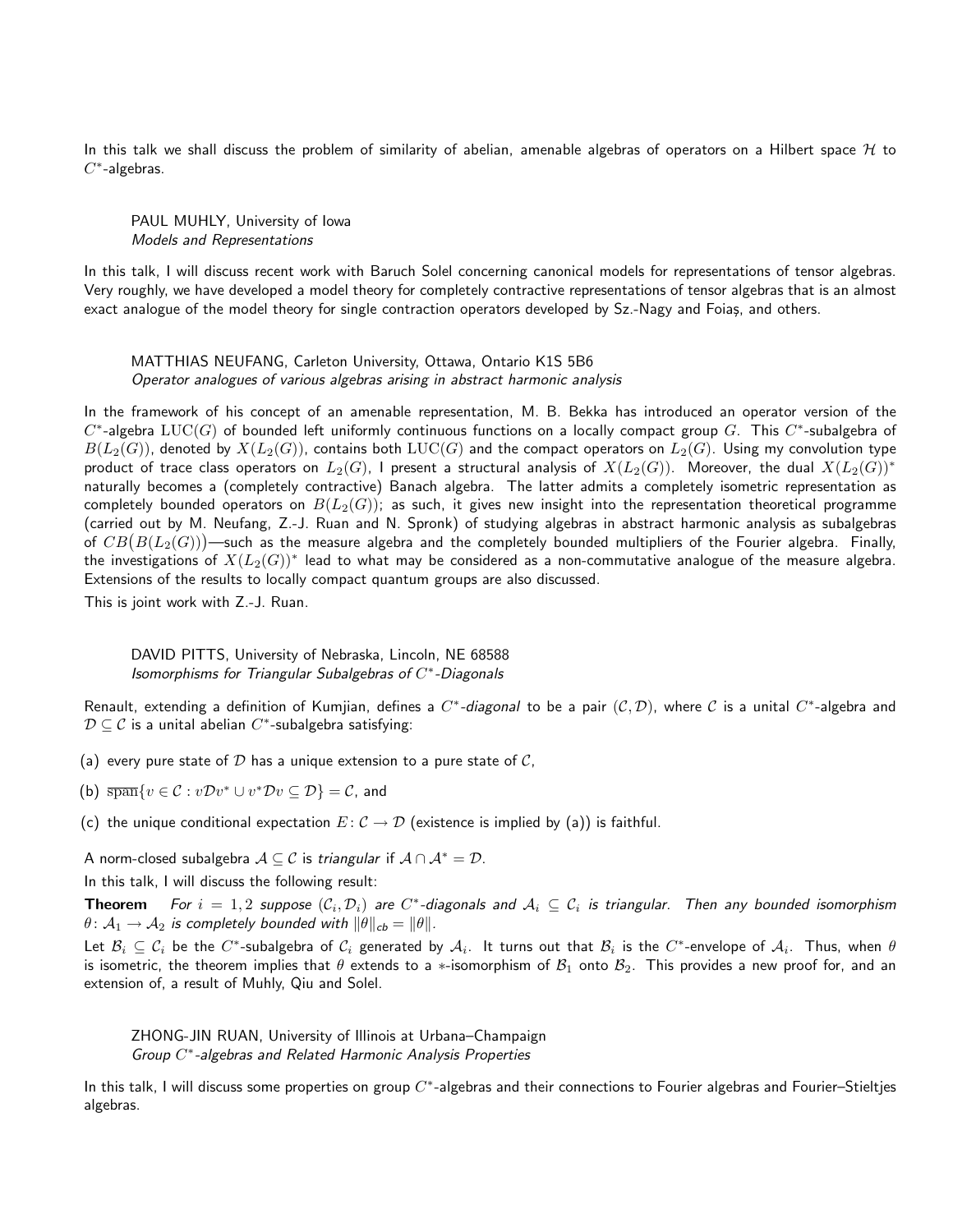In this talk we shall discuss the problem of similarity of abelian, amenable algebras of operators on a Hilbert space $\mathcal{H}$ to $C^*$-algebras.

PAUL MUHLY, University of Iowa
*Models and Representations*

In this talk, I will discuss recent work with Baruch Solel concerning canonical models for representations of tensor algebras. Very roughly, we have developed a model theory for completely contractive representations of tensor algebras that is an almost exact analogue of the model theory for single contraction operators developed by Sz.-Nagy and Foiaș, and others.

MATTHIAS NEUFANG, Carleton University, Ottawa, Ontario K1S 5B6
*Operator analogues of various algebras arising in abstract harmonic analysis*

In the framework of his concept of an amenable representation, M. B. Bekka has introduced an operator version of the $C^*$-algebra $\mathrm{LUC}(G)$ of bounded left uniformly continuous functions on a locally compact group $G$. This $C^*$-subalgebra of $B(L_2(G))$, denoted by $X(L_2(G))$, contains both $\mathrm{LUC}(G)$ and the compact operators on $L_2(G)$. Using my convolution type product of trace class operators on $L_2(G)$, I present a structural analysis of $X(L_2(G))$. Moreover, the dual $X(L_2(G))^*$ naturally becomes a (completely contractive) Banach algebra. The latter admits a completely isometric representation as completely bounded operators on $B(L_2(G))$; as such, it gives new insight into the representation theoretical programme (carried out by M. Neufang, Z.-J. Ruan and N. Spronk) of studying algebras in abstract harmonic analysis as subalgebras of $CB\big(B(L_2(G))\big)$—such as the measure algebra and the completely bounded multipliers of the Fourier algebra. Finally, the investigations of $X(L_2(G))^*$ lead to what may be considered as a non-commutative analogue of the measure algebra. Extensions of the results to locally compact quantum groups are also discussed.

This is joint work with Z.-J. Ruan.

DAVID PITTS, University of Nebraska, Lincoln, NE 68588
*Isomorphisms for Triangular Subalgebras of $C^*$-Diagonals*

Renault, extending a definition of Kumjian, defines a *$C^*$-diagonal* to be a pair $(\mathcal{C}, \mathcal{D})$, where $\mathcal{C}$ is a unital $C^*$-algebra and $\mathcal{D} \subseteq \mathcal{C}$ is a unital abelian $C^*$-subalgebra satisfying:

(a) every pure state of $\mathcal{D}$ has a unique extension to a pure state of $\mathcal{C}$,

(b) $\overline{\mathrm{span}}\{v \in \mathcal{C} : v\mathcal{D}v^* \cup v^*\mathcal{D}v \subseteq \mathcal{D}\} = \mathcal{C}$, and

(c) the unique conditional expectation $E\colon \mathcal{C} \to \mathcal{D}$ (existence is implied by (a)) is faithful.

A norm-closed subalgebra $\mathcal{A} \subseteq \mathcal{C}$ is *triangular* if $\mathcal{A} \cap \mathcal{A}^* = \mathcal{D}$.

In this talk, I will discuss the following result:

**Theorem** *For $i = 1, 2$ suppose $(\mathcal{C}_i, \mathcal{D}_i)$ are $C^*$-diagonals and $\mathcal{A}_i \subseteq \mathcal{C}_i$ is triangular. Then any bounded isomorphism $\theta\colon \mathcal{A}_1 \to \mathcal{A}_2$ is completely bounded with $\|\theta\|_{cb} = \|\theta\|$.*

Let $\mathcal{B}_i \subseteq \mathcal{C}_i$ be the $C^*$-subalgebra of $\mathcal{C}_i$ generated by $\mathcal{A}_i$. It turns out that $\mathcal{B}_i$ is the $C^*$-envelope of $\mathcal{A}_i$. Thus, when $\theta$ is isometric, the theorem implies that $\theta$ extends to a $*$-isomorphism of $\mathcal{B}_1$ onto $\mathcal{B}_2$. This provides a new proof for, and an extension of, a result of Muhly, Qiu and Solel.

ZHONG-JIN RUAN, University of Illinois at Urbana–Champaign
*Group $C^*$-algebras and Related Harmonic Analysis Properties*

In this talk, I will discuss some properties on group $C^*$-algebras and their connections to Fourier algebras and Fourier–Stieltjes algebras.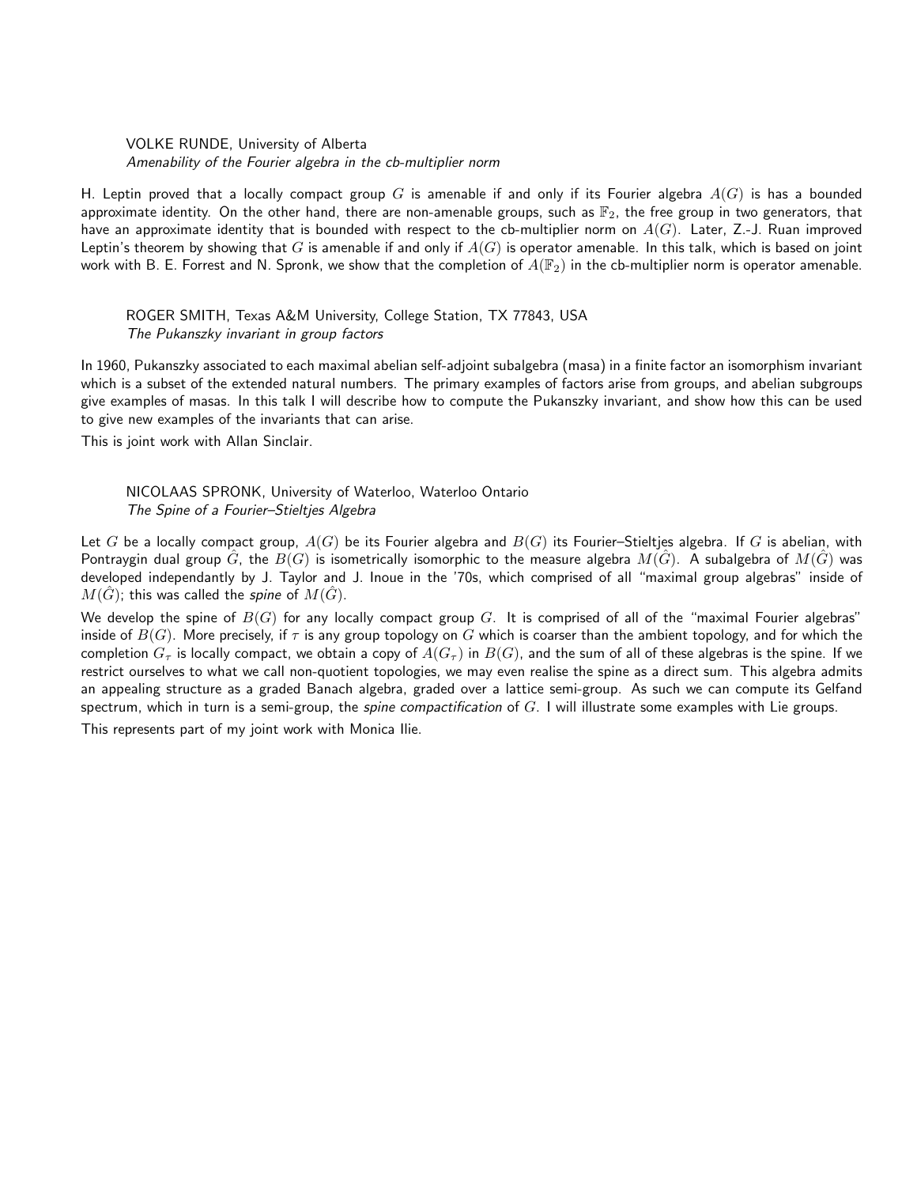VOLKE RUNDE, University of Alberta
*Amenability of the Fourier algebra in the cb-multiplier norm*

H. Leptin proved that a locally compact group $G$ is amenable if and only if its Fourier algebra $A(G)$ is has a bounded approximate identity. On the other hand, there are non-amenable groups, such as $\mathbb{F}_2$, the free group in two generators, that have an approximate identity that is bounded with respect to the cb-multiplier norm on $A(G)$. Later, Z.-J. Ruan improved Leptin's theorem by showing that $G$ is amenable if and only if $A(G)$ is operator amenable. In this talk, which is based on joint work with B. E. Forrest and N. Spronk, we show that the completion of $A(\mathbb{F}_2)$ in the cb-multiplier norm is operator amenable.

ROGER SMITH, Texas A&M University, College Station, TX 77843, USA
*The Pukanszky invariant in group factors*

In 1960, Pukanszky associated to each maximal abelian self-adjoint subalgebra (masa) in a finite factor an isomorphism invariant which is a subset of the extended natural numbers. The primary examples of factors arise from groups, and abelian subgroups give examples of masas. In this talk I will describe how to compute the Pukanszky invariant, and show how this can be used to give new examples of the invariants that can arise.

This is joint work with Allan Sinclair.

NICOLAAS SPRONK, University of Waterloo, Waterloo Ontario
*The Spine of a Fourier–Stieltjes Algebra*

Let $G$ be a locally compact group, $A(G)$ be its Fourier algebra and $B(G)$ its Fourier–Stieltjes algebra. If $G$ is abelian, with Pontraygin dual group $\hat{G}$, the $B(G)$ is isometrically isomorphic to the measure algebra $M(\hat{G})$. A subalgebra of $M(\hat{G})$ was developed independandly by J. Taylor and J. Inoue in the '70s, which comprised of all "maximal group algebras" inside of $M(\hat{G})$; this was called the *spine* of $M(\hat{G})$.

We develop the spine of $B(G)$ for any locally compact group $G$. It is comprised of all of the "maximal Fourier algebras" inside of $B(G)$. More precisely, if $\tau$ is any group topology on $G$ which is coarser than the ambient topology, and for which the completion $G_\tau$ is locally compact, we obtain a copy of $A(G_\tau)$ in $B(G)$, and the sum of all of these algebras is the spine. If we restrict ourselves to what we call non-quotient topologies, we may even realise the spine as a direct sum. This algebra admits an appealing structure as a graded Banach algebra, graded over a lattice semi-group. As such we can compute its Gelfand spectrum, which in turn is a semi-group, the *spine compactification* of $G$. I will illustrate some examples with Lie groups.

This represents part of my joint work with Monica Ilie.